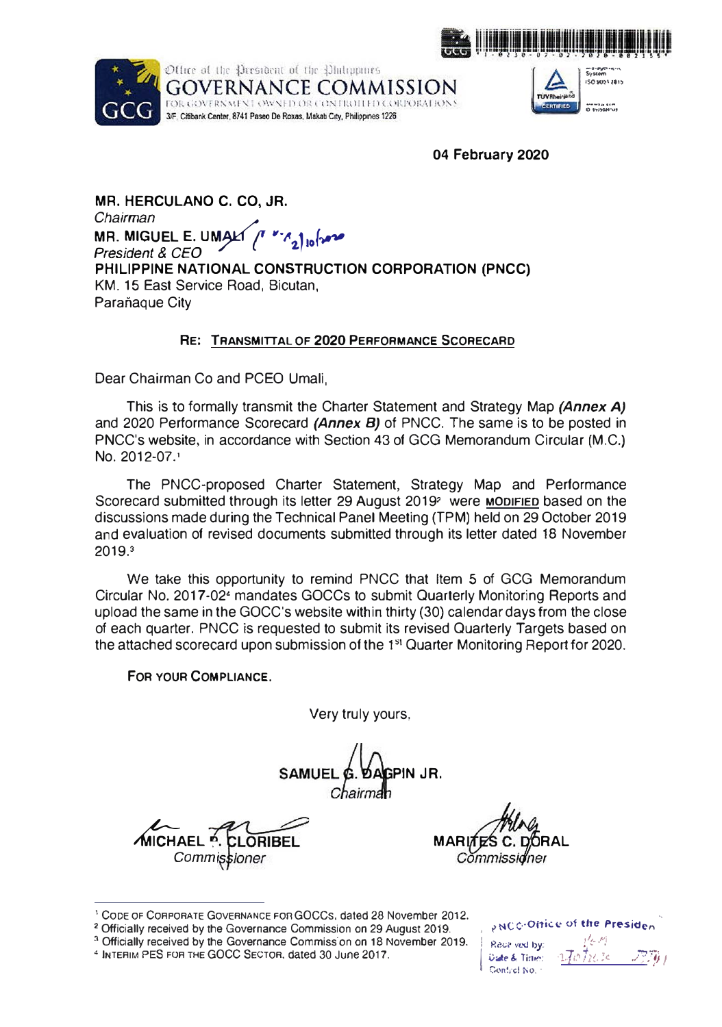Office of the President of the Philippines
**GOVERNANCE COMMISSION**
FOR GOVERNMENT OWNED OR CONTROLLED CORPORATIONS
3/F, Citibank Center, 8741 Paseo De Roxas, Makati City, Philippines 1226

**04 February 2020**

**MR. HERCULANO C. CO, JR.**
*Chairman*
**MR. MIGUEL E. UMALI**
*President & CEO*
**PHILIPPINE NATIONAL CONSTRUCTION CORPORATION (PNCC)**
KM. 15 East Service Road, Bicutan,
Parañaque City

**RE: TRANSMITTAL OF 2020 PERFORMANCE SCORECARD**

Dear Chairman Co and PCEO Umali,

This is to formally transmit the Charter Statement and Strategy Map ***(Annex A)*** and 2020 Performance Scorecard ***(Annex B)*** of PNCC. The same is to be posted in PNCC's website, in accordance with Section 43 of GCG Memorandum Circular (M.C.) No. 2012-07.[1]

The PNCC-proposed Charter Statement, Strategy Map and Performance Scorecard submitted through its letter 29 August 2019[2] were **MODIFIED** based on the discussions made during the Technical Panel Meeting (TPM) held on 29 October 2019 and evaluation of revised documents submitted through its letter dated 18 November 2019.[3]

We take this opportunity to remind PNCC that Item 5 of GCG Memorandum Circular No. 2017-02[4] mandates GOCCs to submit Quarterly Monitoring Reports and upload the same in the GOCC's website within thirty (30) calendar days from the close of each quarter. PNCC is requested to submit its revised Quarterly Targets based on the attached scorecard upon submission of the 1st Quarter Monitoring Report for 2020.

**FOR YOUR COMPLIANCE.**

Very truly yours,

**SAMUEL G. DAGPIN JR.**
*Chairman*

**MICHAEL P. CLORIBEL**
*Commissioner*

**MARITES C. DORAL**
*Commissioner*

---

[1] CODE OF CORPORATE GOVERNANCE FOR GOCCs, dated 28 November 2012.
[2] Officially received by the Governance Commission on 29 August 2019.
[3] Officially received by the Governance Commission on 18 November 2019.
[4] INTERIM PES FOR THE GOCC SECTOR, dated 30 June 2017.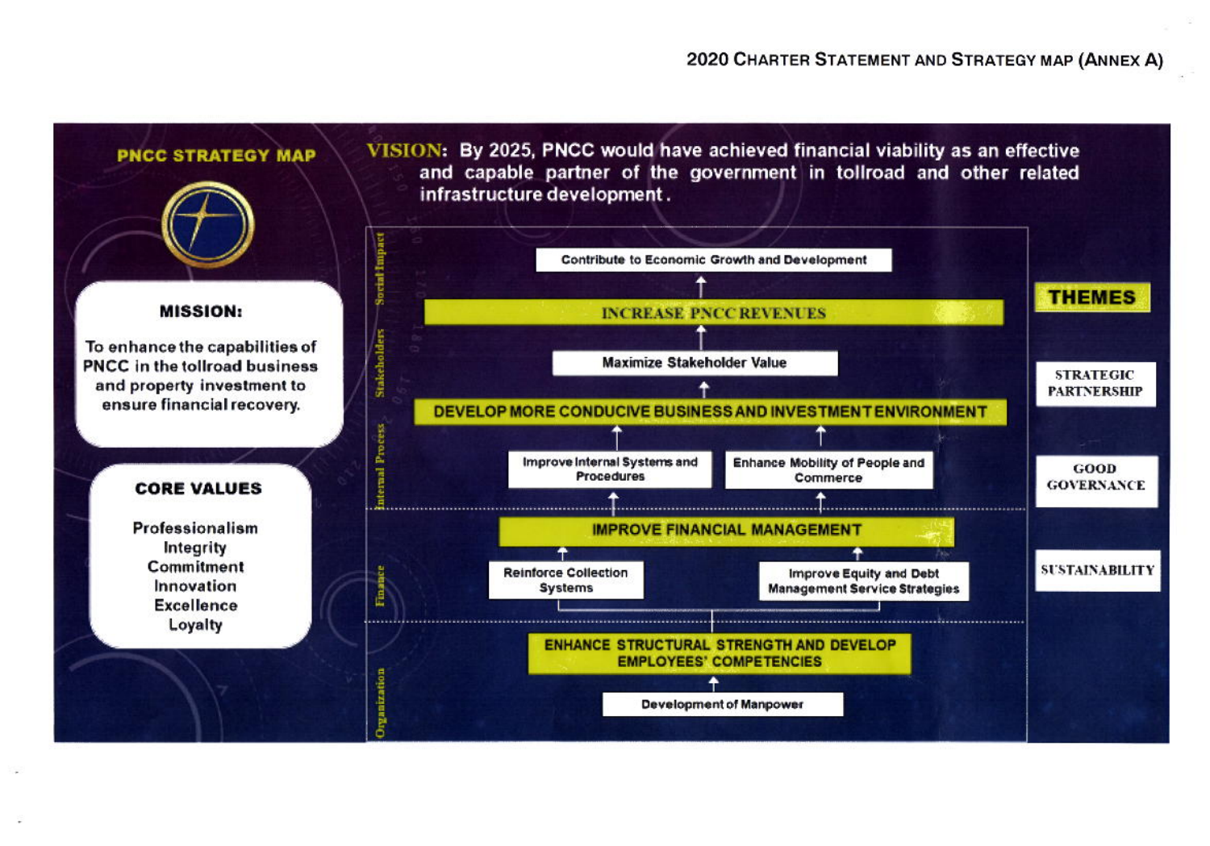## 2020 CHARTER STATEMENT AND STRATEGY MAP (ANNEX A)

### PNCC STRATEGY MAP

**VISION:** By 2025, PNCC would have achieved financial viability as an effective and capable partner of the government in tollroad and other related infrastructure development.

**MISSION:**

To enhance the capabilities of PNCC in the tollroad business and property investment to ensure financial recovery.

**CORE VALUES**

- Professionalism
- Integrity
- Commitment
- Innovation
- Excellence
- Loyalty

**Social Impact**

- Contribute to Economic Growth and Development
- ↑ INCREASE PNCC REVENUES

**Stakeholders**

- ↑ Maximize Stakeholder Value
- ↑ DEVELOP MORE CONDUCIVE BUSINESS AND INVESTMENT ENVIRONMENT

**Internal Process**

- ↑ Improve Internal Systems and Procedures
- ↑ Enhance Mobility of People and Commerce

**Finance**

- ↑ IMPROVE FINANCIAL MANAGEMENT
- ↑ Reinforce Collection Systems
- ↑ Improve Equity and Debt Management Service Strategies

**Organization**

- ↑ ENHANCE STRUCTURAL STRENGTH AND DEVELOP EMPLOYEES' COMPETENCIES
- ↑ Development of Manpower

**THEMES**

- STRATEGIC PARTNERSHIP
- GOOD GOVERNANCE
- SUSTAINABILITY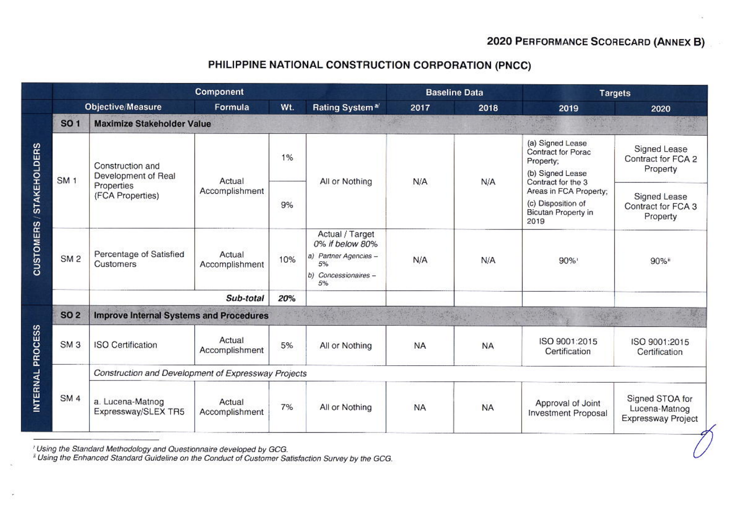## 2020 PERFORMANCE SCORECARD (ANNEX B)

## PHILIPPINE NATIONAL CONSTRUCTION CORPORATION (PNCC)

| | Component | | | | | Baseline Data | | Targets | |
|---|---|---|---|---|---|---|---|---|---|
| | Objective/Measure | | Formula | Wt. | Rating System [a/] | 2017 | 2018 | 2019 | 2020 |
| CUSTOMERS / STAKEHOLDERS | SO 1 | **Maximize Stakeholder Value** | | | | | | | |
| | SM 1 | Construction and Development of Real Properties (FCA Properties) | Actual Accomplishment | 1% | All or Nothing | N/A | N/A | (a) Signed Lease Contract for Porac Property; (b) Signed Lease Contract for the 3 Areas in FCA Property; (c) Disposition of Bicutan Property in 2019 | Signed Lease Contract for FCA 2 Property |
| | | | | 9% | | | | | Signed Lease Contract for FCA 3 Property |
| | SM 2 | Percentage of Satisfied Customers | Actual Accomplishment | 10% | Actual / Target *0% if below 80%* *a) Partner Agencies – 5%* *b) Concessionaires – 5%* | N/A | N/A | 90%[i] | 90%[ii] |
| | | | *Sub-total* | *20%* | | | | | |
| INTERNAL PROCESS | SO 2 | **Improve Internal Systems and Procedures** | | | | | | | |
| | SM 3 | ISO Certification | Actual Accomplishment | 5% | All or Nothing | NA | NA | ISO 9001:2015 Certification | ISO 9001:2015 Certification |
| | SM 4 | *Construction and Development of Expressway Projects* | | | | | | | |
| | | a. Lucena-Matnog Expressway/SLEX TR5 | Actual Accomplishment | 7% | All or Nothing | NA | NA | Approval of Joint Investment Proposal | Signed STOA for Lucena-Matnog Expressway Project |

[i] *Using the Standard Methodology and Questionnaire developed by GCG.*

[ii] *Using the Enhanced Standard Guideline on the Conduct of Customer Satisfaction Survey by the GCG.*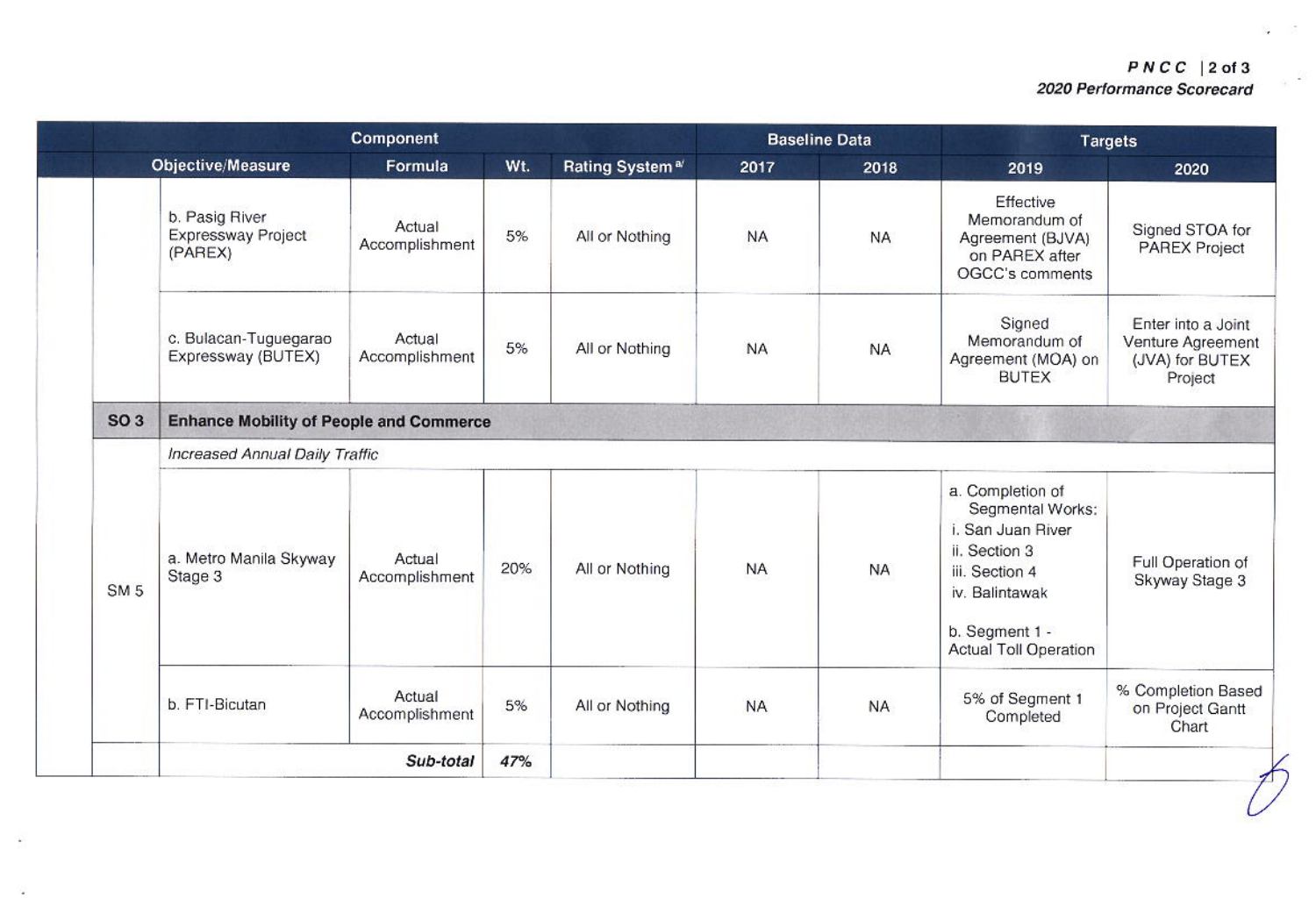| | Component | | | | Baseline Data | | Targets | |
|---|---|---|---|---|---|---|---|---|
| | Objective/Measure | Formula | Wt. | Rating System [a] | 2017 | 2018 | 2019 | 2020 |
| | b. Pasig River Expressway Project (PAREX) | Actual Accomplishment | 5% | All or Nothing | NA | NA | Effective Memorandum of Agreement (BJVA) on PAREX after OGCC's comments | Signed STOA for PAREX Project |
| | c. Bulacan-Tuguegarao Expressway (BUTEX) | Actual Accomplishment | 5% | All or Nothing | NA | NA | Signed Memorandum of Agreement (MOA) on BUTEX | Enter into a Joint Venture Agreement (JVA) for BUTEX Project |
| **SO 3** | **Enhance Mobility of People and Commerce** | | | | | | | |
| | *Increased Annual Daily Traffic* | | | | | | | |
| SM 5 | a. Metro Manila Skyway Stage 3 | Actual Accomplishment | 20% | All or Nothing | NA | NA | a. Completion of Segmental Works: i. San Juan River ii. Section 3 iii. Section 4 iv. Balintawak<br>b. Segment 1 - Actual Toll Operation | Full Operation of Skyway Stage 3 |
| | b. FTI-Bicutan | Actual Accomplishment | 5% | All or Nothing | NA | NA | 5% of Segment 1 Completed | % Completion Based on Project Gantt Chart |
| | | ***Sub-total*** | ***47%*** | | | | | |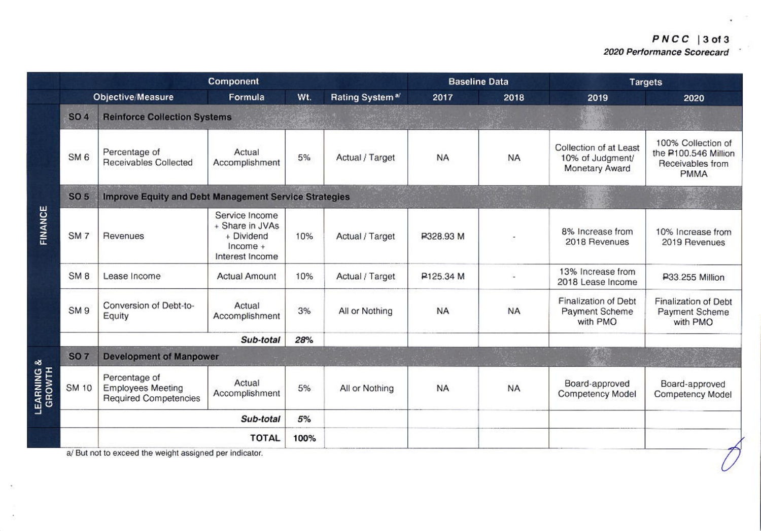| | | Component | | | | Baseline Data | | Targets | |
|---|---|---|---|---|---|---|---|---|---|
| | Objective/Measure | | Formula | Wt. | Rating System [a] | 2017 | 2018 | 2019 | 2020 |
| FINANCE | **SO 4** | **Reinforce Collection Systems** | | | | | | | |
| | SM 6 | Percentage of Receivables Collected | Actual Accomplishment | 5% | Actual / Target | NA | NA | Collection of at Least 10% of Judgment/ Monetary Award | 100% Collection of the ₱100.546 Million Receivables from PMMA |
| | **SO 5** | **Improve Equity and Debt Management Service Strategies** | | | | | | | |
| | SM 7 | Revenues | Service Income + Share in JVAs + Dividend Income + Interest Income | 10% | Actual / Target | ₱328.93 M | - | 8% Increase from 2018 Revenues | 10% Increase from 2019 Revenues |
| | SM 8 | Lease Income | Actual Amount | 10% | Actual / Target | ₱125.34 M | - | 13% Increase from 2018 Lease Income | ₱33.255 Million |
| | SM 9 | Conversion of Debt-to-Equity | Actual Accomplishment | 3% | All or Nothing | NA | NA | Finalization of Debt Payment Scheme with PMO | Finalization of Debt Payment Scheme with PMO |
| | | | ***Sub-total*** | ***28%*** | | | | | |
| LEARNING & GROWTH | **SO 7** | **Development of Manpower** | | | | | | | |
| | SM 10 | Percentage of Employees Meeting Required Competencies | Actual Accomplishment | 5% | All or Nothing | NA | NA | Board-approved Competency Model | Board-approved Competency Model |
| | | | ***Sub-total*** | ***5%*** | | | | | |
| | | | **TOTAL** | **100%** | | | | | |

a/ But not to exceed the weight assigned per indicator.